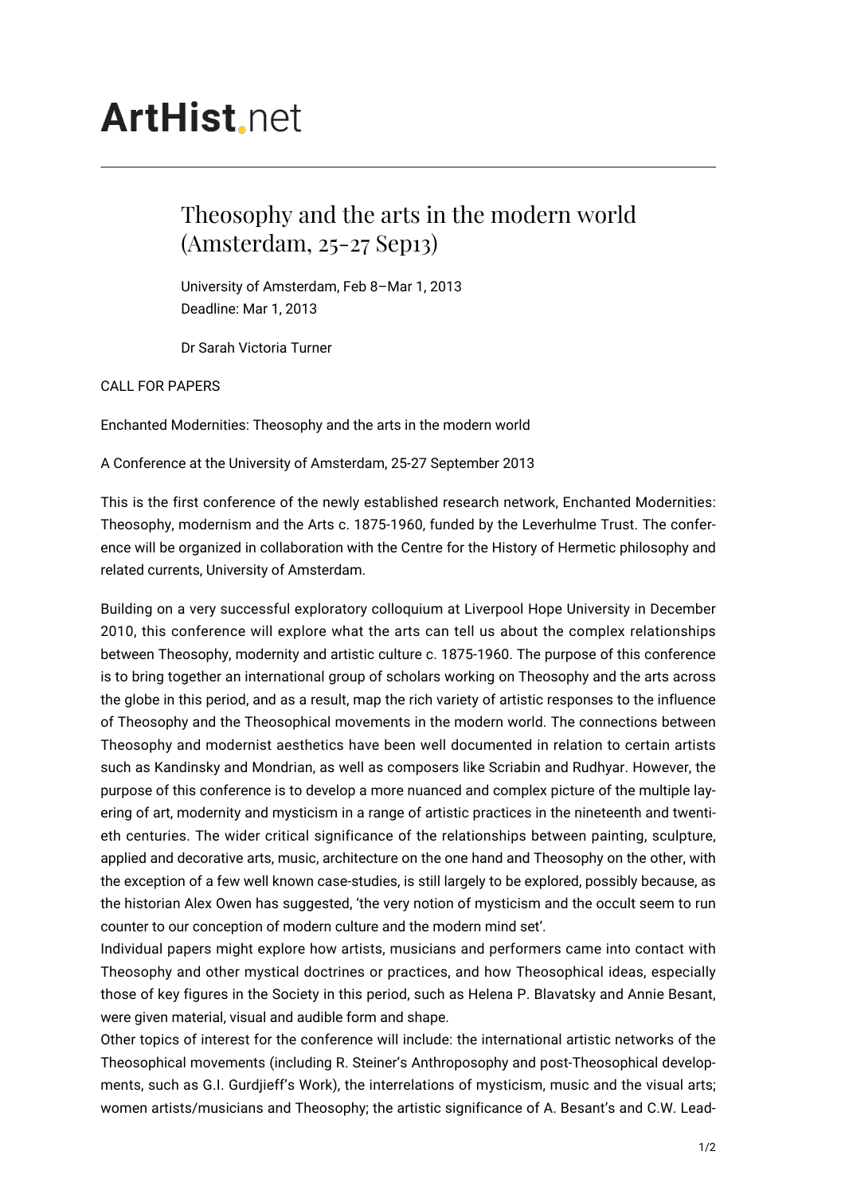# ArtHist.net

## Theosophy and the arts in the modern world (Amsterdam, 25-27 Sep13)

University of Amsterdam, Feb 8–Mar 1, 2013
Deadline: Mar 1, 2013

Dr Sarah Victoria Turner

CALL FOR PAPERS

Enchanted Modernities: Theosophy and the arts in the modern world

A Conference at the University of Amsterdam, 25-27 September 2013

This is the first conference of the newly established research network, Enchanted Modernities: Theosophy, modernism and the Arts c. 1875-1960, funded by the Leverhulme Trust. The conference will be organized in collaboration with the Centre for the History of Hermetic philosophy and related currents, University of Amsterdam.

Building on a very successful exploratory colloquium at Liverpool Hope University in December 2010, this conference will explore what the arts can tell us about the complex relationships between Theosophy, modernity and artistic culture c. 1875-1960. The purpose of this conference is to bring together an international group of scholars working on Theosophy and the arts across the globe in this period, and as a result, map the rich variety of artistic responses to the influence of Theosophy and the Theosophical movements in the modern world. The connections between Theosophy and modernist aesthetics have been well documented in relation to certain artists such as Kandinsky and Mondrian, as well as composers like Scriabin and Rudhyar. However, the purpose of this conference is to develop a more nuanced and complex picture of the multiple layering of art, modernity and mysticism in a range of artistic practices in the nineteenth and twentieth centuries. The wider critical significance of the relationships between painting, sculpture, applied and decorative arts, music, architecture on the one hand and Theosophy on the other, with the exception of a few well known case-studies, is still largely to be explored, possibly because, as the historian Alex Owen has suggested, 'the very notion of mysticism and the occult seem to run counter to our conception of modern culture and the modern mind set'.

Individual papers might explore how artists, musicians and performers came into contact with Theosophy and other mystical doctrines or practices, and how Theosophical ideas, especially those of key figures in the Society in this period, such as Helena P. Blavatsky and Annie Besant, were given material, visual and audible form and shape.

Other topics of interest for the conference will include: the international artistic networks of the Theosophical movements (including R. Steiner's Anthroposophy and post-Theosophical developments, such as G.I. Gurdjieff's Work), the interrelations of mysticism, music and the visual arts; women artists/musicians and Theosophy; the artistic significance of A. Besant's and C.W. Lead-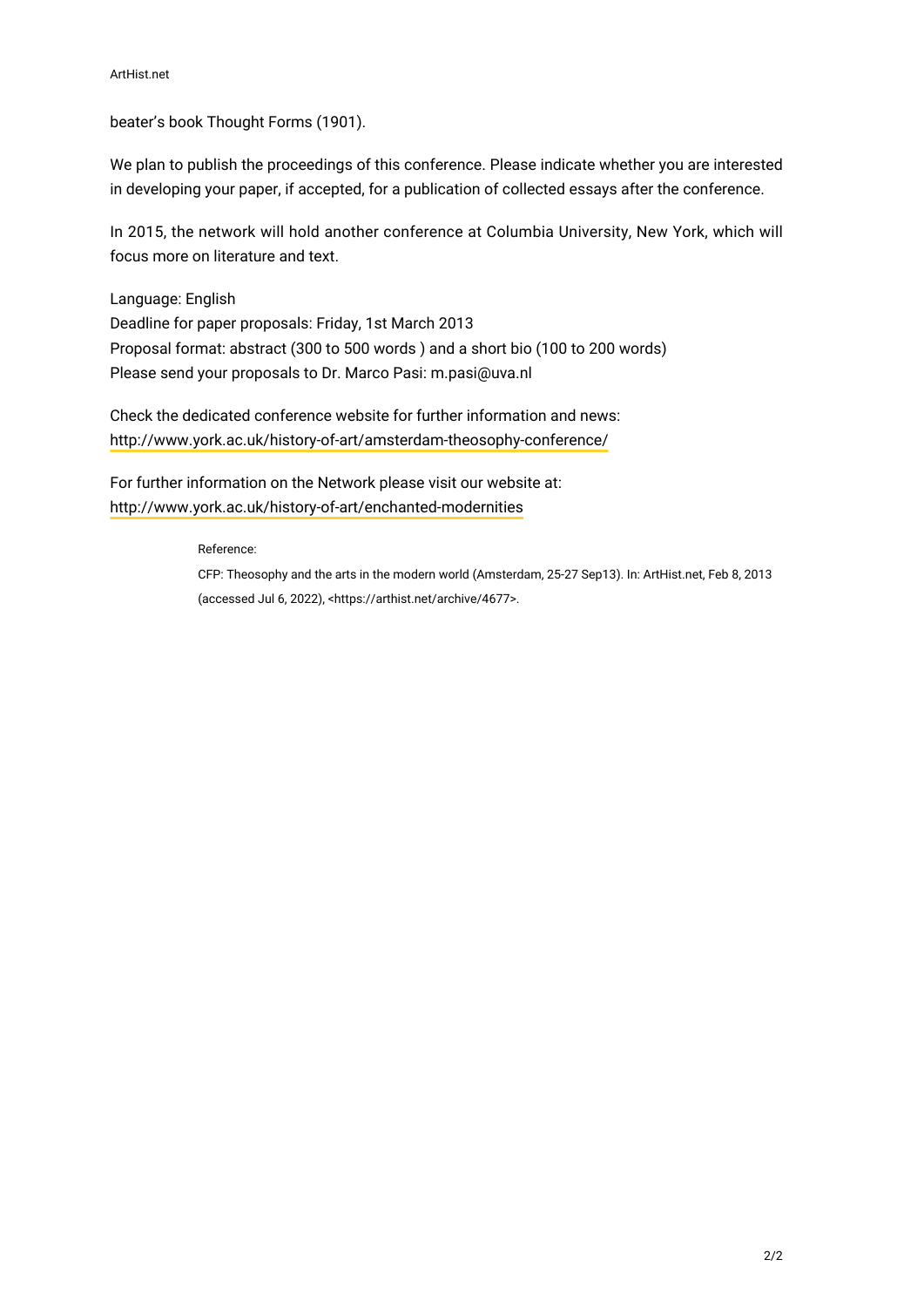beater's book Thought Forms (1901).

We plan to publish the proceedings of this conference. Please indicate whether you are interested in developing your paper, if accepted, for a publication of collected essays after the conference.

In 2015, the network will hold another conference at Columbia University, New York, which will focus more on literature and text.

Language: English
Deadline for paper proposals: Friday, 1st March 2013
Proposal format: abstract (300 to 500 words ) and a short bio (100 to 200 words)
Please send your proposals to Dr. Marco Pasi: m.pasi@uva.nl

Check the dedicated conference website for further information and news:
http://www.york.ac.uk/history-of-art/amsterdam-theosophy-conference/

For further information on the Network please visit our website at:
http://www.york.ac.uk/history-of-art/enchanted-modernities

Reference:

CFP: Theosophy and the arts in the modern world (Amsterdam, 25-27 Sep13). In: ArtHist.net, Feb 8, 2013 (accessed Jul 6, 2022), <https://arthist.net/archive/4677>.